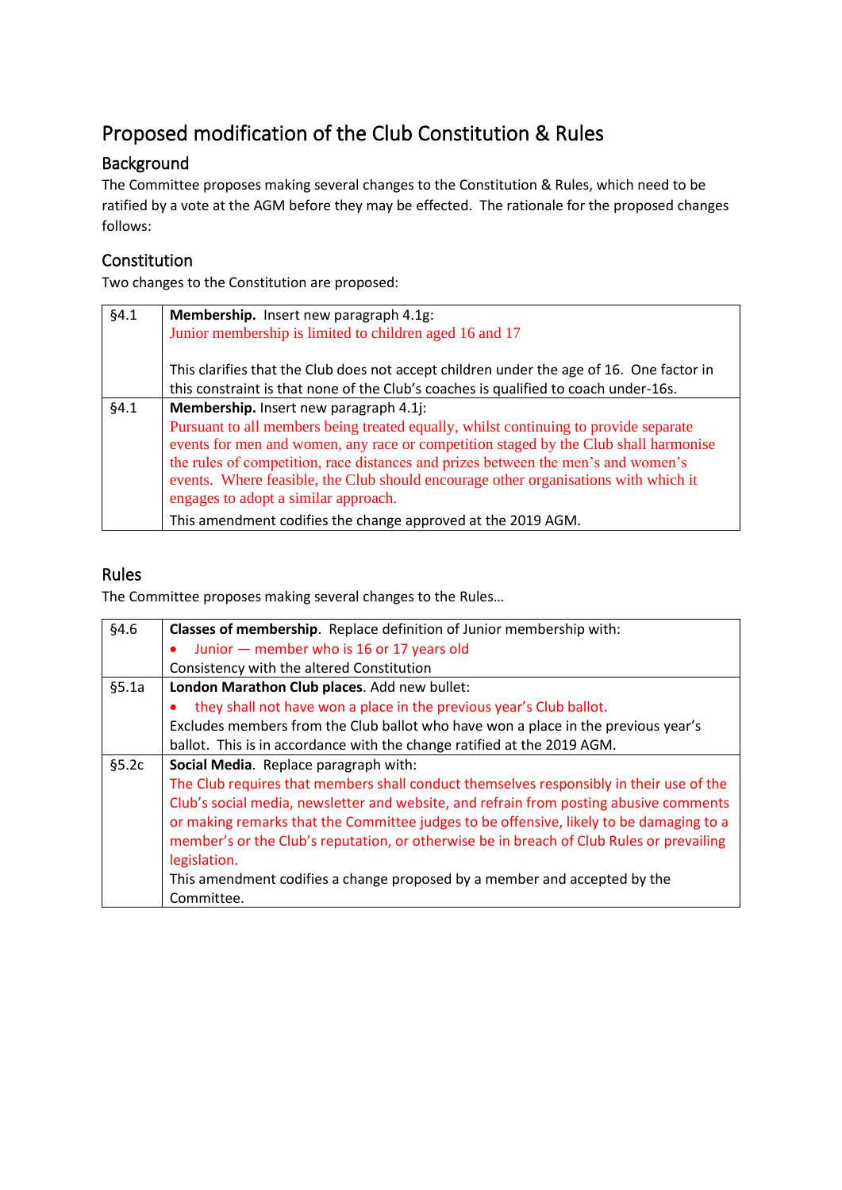# Proposed modification of the Club Constitution & Rules

## Background

The Committee proposes making several changes to the Constitution & Rules, which need to be ratified by a vote at the AGM before they may be effected. The rationale for the proposed changes follows:

## Constitution

Two changes to the Constitution are proposed:

| | |
|---|---|
| §4.1 | **Membership.** Insert new paragraph 4.1g:<br>Junior membership is limited to children aged 16 and 17<br><br>This clarifies that the Club does not accept children under the age of 16. One factor in this constraint is that none of the Club's coaches is qualified to coach under-16s. |
| §4.1 | **Membership.** Insert new paragraph 4.1j:<br>Pursuant to all members being treated equally, whilst continuing to provide separate events for men and women, any race or competition staged by the Club shall harmonise the rules of competition, race distances and prizes between the men's and women's events. Where feasible, the Club should encourage other organisations with which it engages to adopt a similar approach.<br>This amendment codifies the change approved at the 2019 AGM. |

## Rules

The Committee proposes making several changes to the Rules…

| | |
|---|---|
| §4.6 | **Classes of membership**. Replace definition of Junior membership with:<br>• Junior — member who is 16 or 17 years old<br>Consistency with the altered Constitution |
| §5.1a | **London Marathon Club places**. Add new bullet:<br>• they shall not have won a place in the previous year's Club ballot.<br>Excludes members from the Club ballot who have won a place in the previous year's ballot. This is in accordance with the change ratified at the 2019 AGM. |
| §5.2c | **Social Media**. Replace paragraph with:<br>The Club requires that members shall conduct themselves responsibly in their use of the Club's social media, newsletter and website, and refrain from posting abusive comments or making remarks that the Committee judges to be offensive, likely to be damaging to a member's or the Club's reputation, or otherwise be in breach of Club Rules or prevailing legislation.<br>This amendment codifies a change proposed by a member and accepted by the Committee. |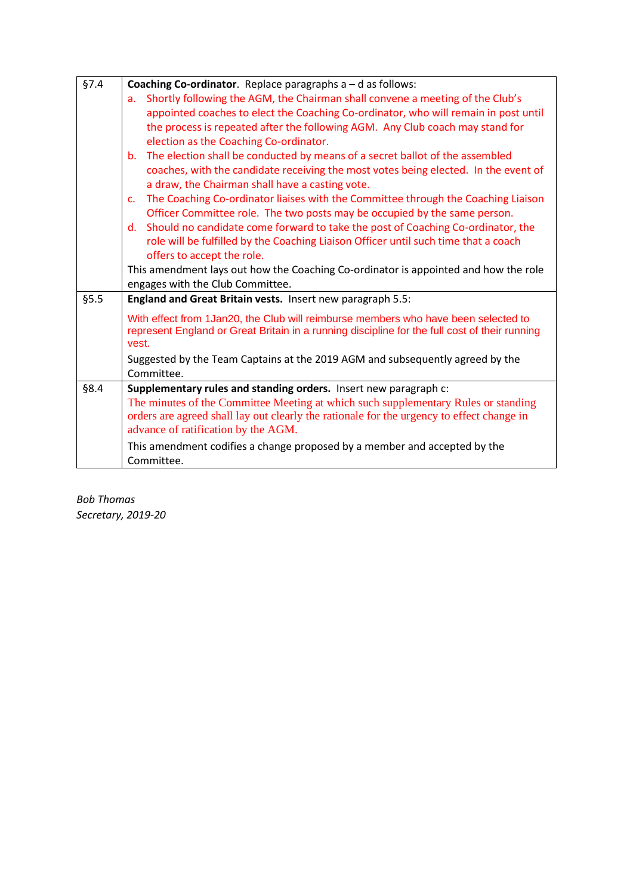| | |
|---|---|
| §7.4 | **Coaching Co-ordinator**. Replace paragraphs a – d as follows:<br>a. Shortly following the AGM, the Chairman shall convene a meeting of the Club's appointed coaches to elect the Coaching Co-ordinator, who will remain in post until the process is repeated after the following AGM. Any Club coach may stand for election as the Coaching Co-ordinator.<br>b. The election shall be conducted by means of a secret ballot of the assembled coaches, with the candidate receiving the most votes being elected. In the event of a draw, the Chairman shall have a casting vote.<br>c. The Coaching Co-ordinator liaises with the Committee through the Coaching Liaison Officer Committee role. The two posts may be occupied by the same person.<br>d. Should no candidate come forward to take the post of Coaching Co-ordinator, the role will be fulfilled by the Coaching Liaison Officer until such time that a coach offers to accept the role.<br>This amendment lays out how the Coaching Co-ordinator is appointed and how the role engages with the Club Committee. |
| §5.5 | **England and Great Britain vests.** Insert new paragraph 5.5:<br>With effect from 1Jan20, the Club will reimburse members who have been selected to represent England or Great Britain in a running discipline for the full cost of their running vest.<br>Suggested by the Team Captains at the 2019 AGM and subsequently agreed by the Committee. |
| §8.4 | **Supplementary rules and standing orders.** Insert new paragraph c:<br>The minutes of the Committee Meeting at which such supplementary Rules or standing orders are agreed shall lay out clearly the rationale for the urgency to effect change in advance of ratification by the AGM.<br>This amendment codifies a change proposed by a member and accepted by the Committee. |

*Bob Thomas*
*Secretary, 2019-20*